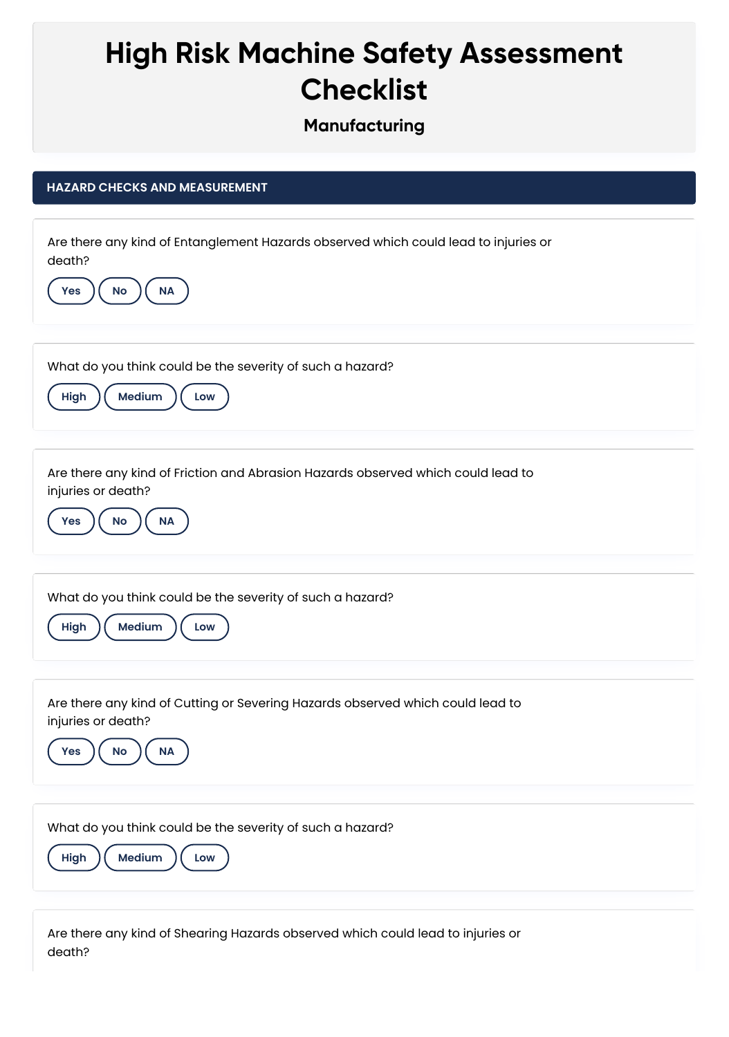# High Risk Machine Safety Assessment Checklist

### Manufacturing

## HAZARD CHECKS AND MEASUREMENT

Are there any kind of Entanglement Hazards observed which could lead to injuries or death?

Yes | No | NA

What do you think could be the severity of such a hazard?

High | Medium | Low

Are there any kind of Friction and Abrasion Hazards observed which could lead to injuries or death?

Yes | No | NA

What do you think could be the severity of such a hazard?

High | Medium | Low

Are there any kind of Cutting or Severing Hazards observed which could lead to injuries or death?

Yes | No | NA

What do you think could be the severity of such a hazard?

High | Medium | Low

Are there any kind of Shearing Hazards observed which could lead to injuries or death?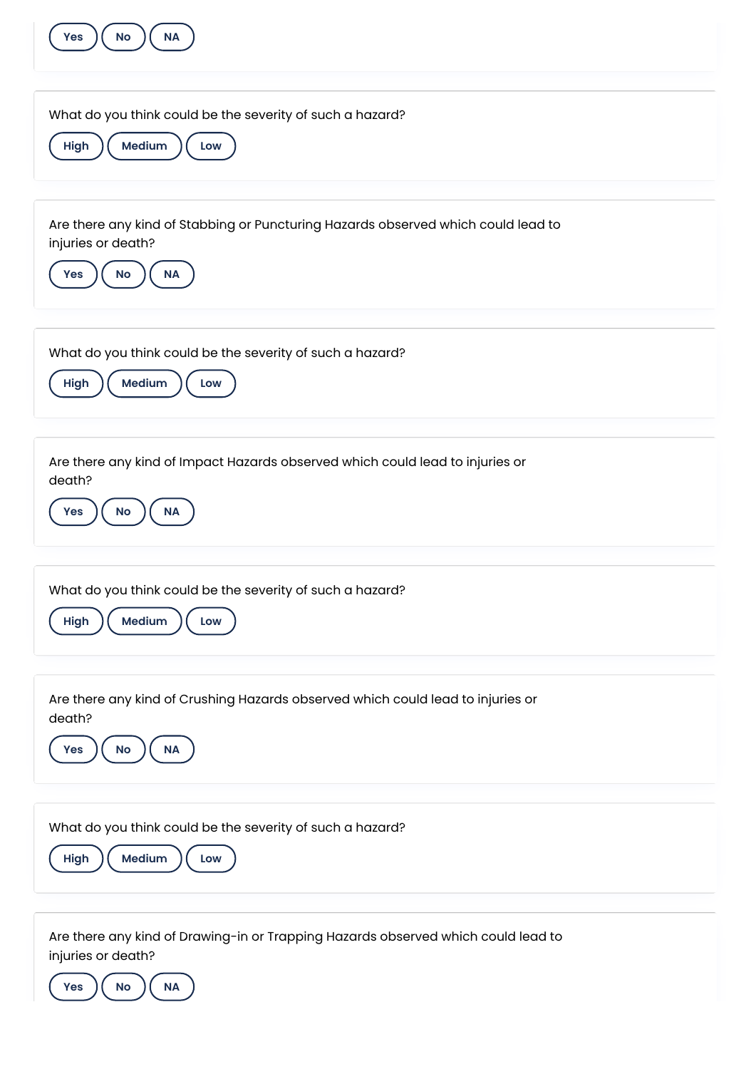Yes No NA

What do you think could be the severity of such a hazard?

High Medium Low

Are there any kind of Stabbing or Puncturing Hazards observed which could lead to injuries or death?

Yes No NA

What do you think could be the severity of such a hazard?

High Medium Low

Are there any kind of Impact Hazards observed which could lead to injuries or death?

Yes No NA

What do you think could be the severity of such a hazard?

High Medium Low

Are there any kind of Crushing Hazards observed which could lead to injuries or death?

Yes No NA

What do you think could be the severity of such a hazard?

High Medium Low

Are there any kind of Drawing-in or Trapping Hazards observed which could lead to injuries or death?

Yes No NA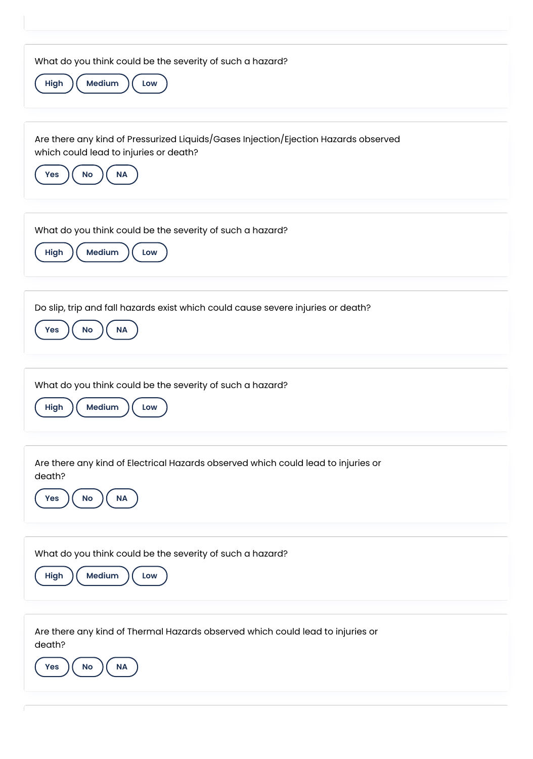What do you think could be the severity of such a hazard?

High | Medium | Low

Are there any kind of Pressurized Liquids/Gases Injection/Ejection Hazards observed which could lead to injuries or death?

Yes | No | NA

What do you think could be the severity of such a hazard?

High | Medium | Low

Do slip, trip and fall hazards exist which could cause severe injuries or death?

Yes | No | NA

What do you think could be the severity of such a hazard?

High | Medium | Low

Are there any kind of Electrical Hazards observed which could lead to injuries or death?

Yes | No | NA

What do you think could be the severity of such a hazard?

High | Medium | Low

Are there any kind of Thermal Hazards observed which could lead to injuries or death?

Yes | No | NA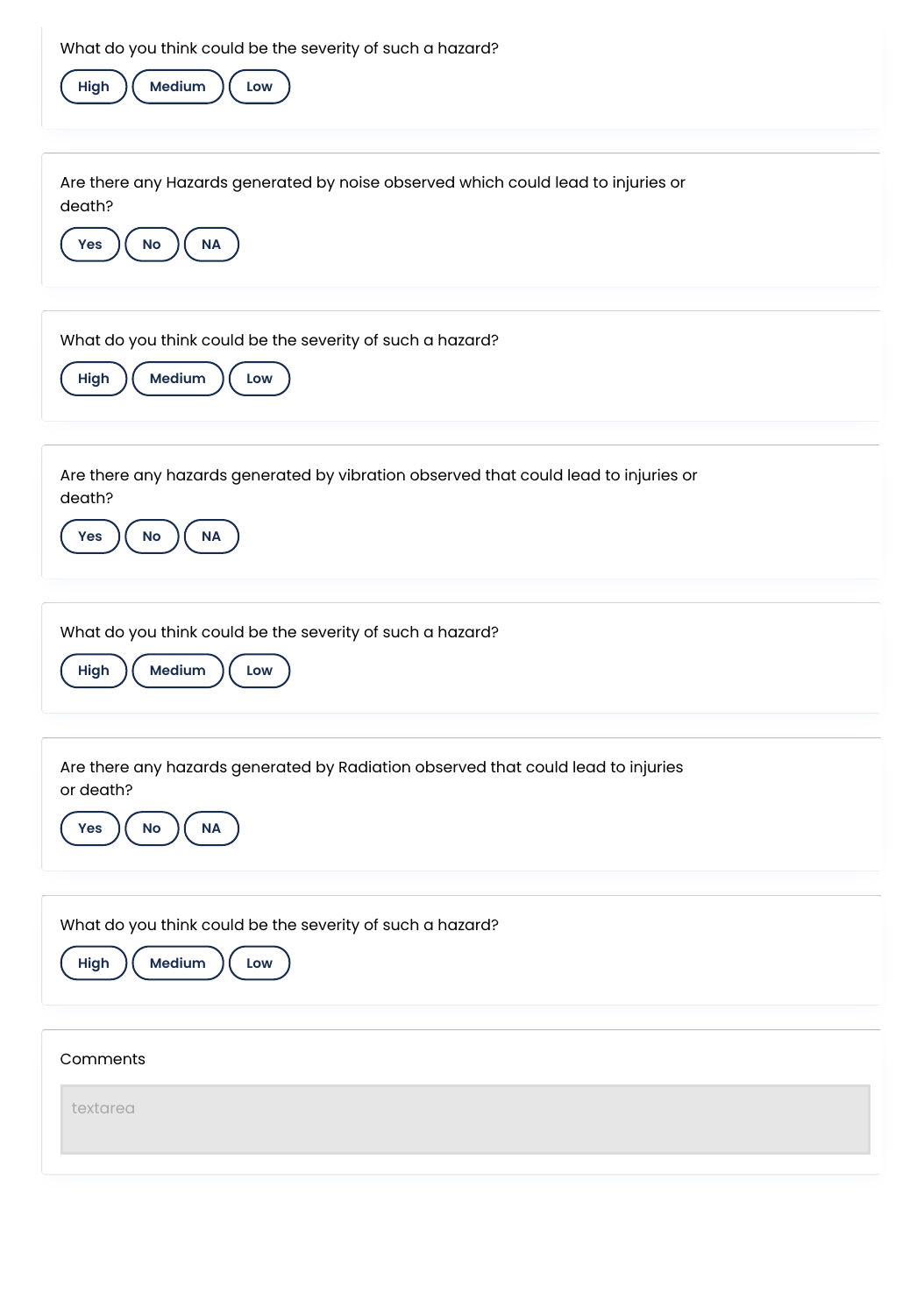What do you think could be the severity of such a hazard?

High Medium Low

Are there any Hazards generated by noise observed which could lead to injuries or death?

Yes No NA

What do you think could be the severity of such a hazard?

High Medium Low

Are there any hazards generated by vibration observed that could lead to injuries or death?

Yes No NA

What do you think could be the severity of such a hazard?

High Medium Low

Are there any hazards generated by Radiation observed that could lead to injuries or death?

Yes No NA

What do you think could be the severity of such a hazard?

High Medium Low

Comments

textarea